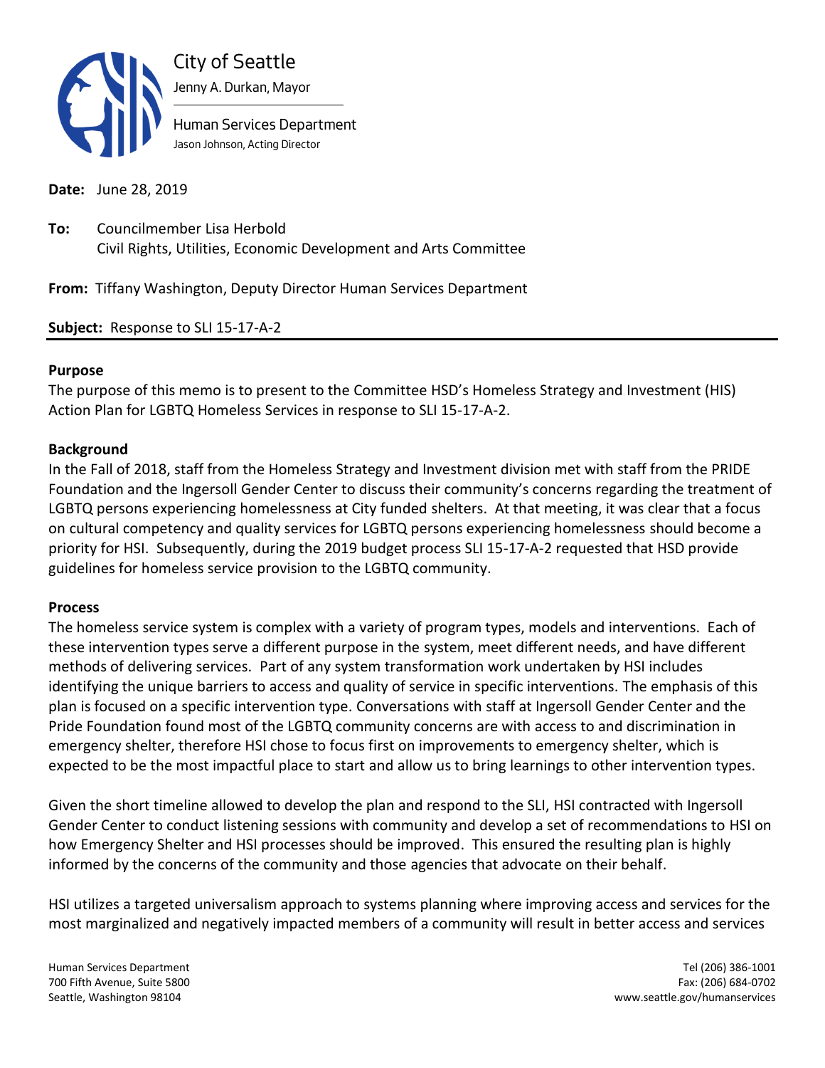City of Seattle

Jenny A. Durkan, Mayor

Human Services Department

Jason Johnson, Acting Director

**Date:** June 28, 2019

**To:** Councilmember Lisa Herbold
Civil Rights, Utilities, Economic Development and Arts Committee

**From:** Tiffany Washington, Deputy Director Human Services Department

**Subject:** Response to SLI 15-17-A-2

**Purpose**

The purpose of this memo is to present to the Committee HSD's Homeless Strategy and Investment (HIS) Action Plan for LGBTQ Homeless Services in response to SLI 15-17-A-2.

**Background**

In the Fall of 2018, staff from the Homeless Strategy and Investment division met with staff from the PRIDE Foundation and the Ingersoll Gender Center to discuss their community's concerns regarding the treatment of LGBTQ persons experiencing homelessness at City funded shelters. At that meeting, it was clear that a focus on cultural competency and quality services for LGBTQ persons experiencing homelessness should become a priority for HSI. Subsequently, during the 2019 budget process SLI 15-17-A-2 requested that HSD provide guidelines for homeless service provision to the LGBTQ community.

**Process**

The homeless service system is complex with a variety of program types, models and interventions. Each of these intervention types serve a different purpose in the system, meet different needs, and have different methods of delivering services. Part of any system transformation work undertaken by HSI includes identifying the unique barriers to access and quality of service in specific interventions. The emphasis of this plan is focused on a specific intervention type. Conversations with staff at Ingersoll Gender Center and the Pride Foundation found most of the LGBTQ community concerns are with access to and discrimination in emergency shelter, therefore HSI chose to focus first on improvements to emergency shelter, which is expected to be the most impactful place to start and allow us to bring learnings to other intervention types.

Given the short timeline allowed to develop the plan and respond to the SLI, HSI contracted with Ingersoll Gender Center to conduct listening sessions with community and develop a set of recommendations to HSI on how Emergency Shelter and HSI processes should be improved. This ensured the resulting plan is highly informed by the concerns of the community and those agencies that advocate on their behalf.

HSI utilizes a targeted universalism approach to systems planning where improving access and services for the most marginalized and negatively impacted members of a community will result in better access and services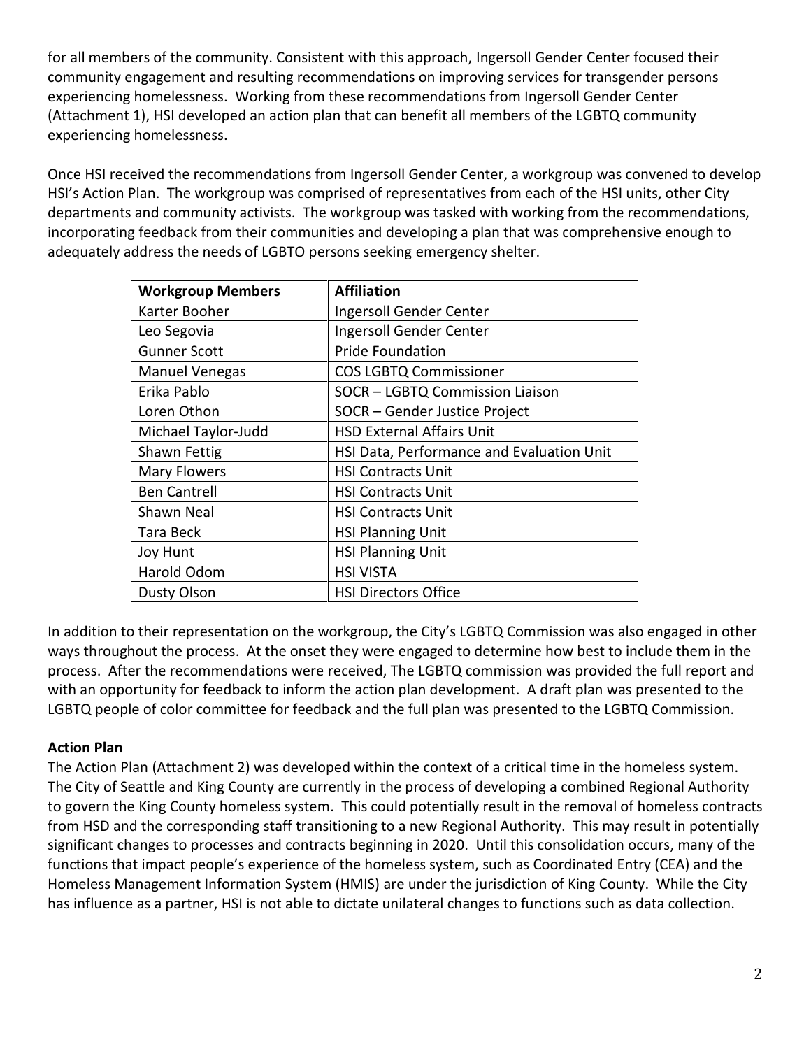for all members of the community. Consistent with this approach, Ingersoll Gender Center focused their community engagement and resulting recommendations on improving services for transgender persons experiencing homelessness. Working from these recommendations from Ingersoll Gender Center (Attachment 1), HSI developed an action plan that can benefit all members of the LGBTQ community experiencing homelessness.

Once HSI received the recommendations from Ingersoll Gender Center, a workgroup was convened to develop HSI's Action Plan. The workgroup was comprised of representatives from each of the HSI units, other City departments and community activists. The workgroup was tasked with working from the recommendations, incorporating feedback from their communities and developing a plan that was comprehensive enough to adequately address the needs of LGBTO persons seeking emergency shelter.

| Workgroup Members | Affiliation |
|---|---|
| Karter Booher | Ingersoll Gender Center |
| Leo Segovia | Ingersoll Gender Center |
| Gunner Scott | Pride Foundation |
| Manuel Venegas | COS LGBTQ Commissioner |
| Erika Pablo | SOCR – LGBTQ Commission Liaison |
| Loren Othon | SOCR – Gender Justice Project |
| Michael Taylor-Judd | HSD External Affairs Unit |
| Shawn Fettig | HSI Data, Performance and Evaluation Unit |
| Mary Flowers | HSI Contracts Unit |
| Ben Cantrell | HSI Contracts Unit |
| Shawn Neal | HSI Contracts Unit |
| Tara Beck | HSI Planning Unit |
| Joy Hunt | HSI Planning Unit |
| Harold Odom | HSI VISTA |
| Dusty Olson | HSI Directors Office |

In addition to their representation on the workgroup, the City's LGBTQ Commission was also engaged in other ways throughout the process. At the onset they were engaged to determine how best to include them in the process. After the recommendations were received, The LGBTQ commission was provided the full report and with an opportunity for feedback to inform the action plan development. A draft plan was presented to the LGBTQ people of color committee for feedback and the full plan was presented to the LGBTQ Commission.

**Action Plan**

The Action Plan (Attachment 2) was developed within the context of a critical time in the homeless system. The City of Seattle and King County are currently in the process of developing a combined Regional Authority to govern the King County homeless system. This could potentially result in the removal of homeless contracts from HSD and the corresponding staff transitioning to a new Regional Authority. This may result in potentially significant changes to processes and contracts beginning in 2020. Until this consolidation occurs, many of the functions that impact people's experience of the homeless system, such as Coordinated Entry (CEA) and the Homeless Management Information System (HMIS) are under the jurisdiction of King County. While the City has influence as a partner, HSI is not able to dictate unilateral changes to functions such as data collection.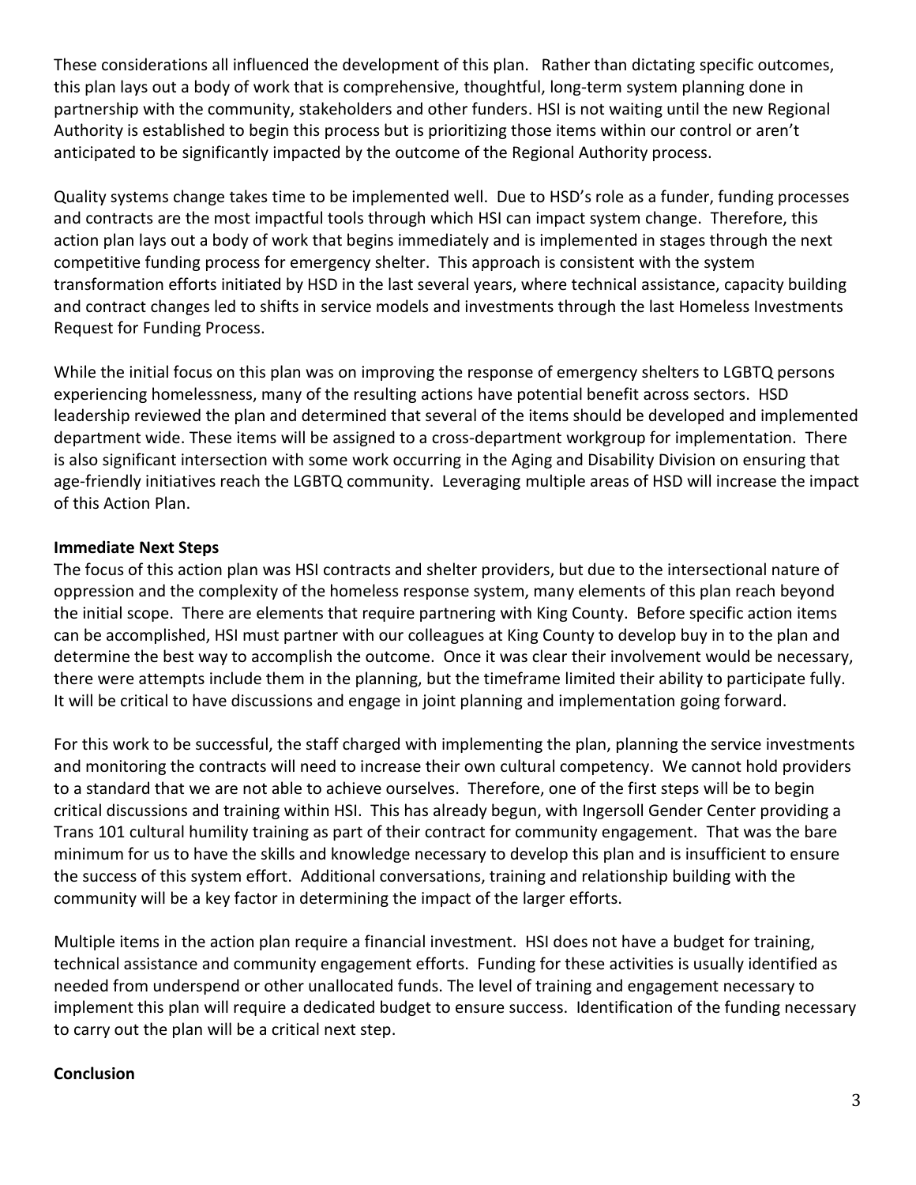These considerations all influenced the development of this plan. Rather than dictating specific outcomes, this plan lays out a body of work that is comprehensive, thoughtful, long-term system planning done in partnership with the community, stakeholders and other funders. HSI is not waiting until the new Regional Authority is established to begin this process but is prioritizing those items within our control or aren't anticipated to be significantly impacted by the outcome of the Regional Authority process.

Quality systems change takes time to be implemented well. Due to HSD's role as a funder, funding processes and contracts are the most impactful tools through which HSI can impact system change. Therefore, this action plan lays out a body of work that begins immediately and is implemented in stages through the next competitive funding process for emergency shelter. This approach is consistent with the system transformation efforts initiated by HSD in the last several years, where technical assistance, capacity building and contract changes led to shifts in service models and investments through the last Homeless Investments Request for Funding Process.

While the initial focus on this plan was on improving the response of emergency shelters to LGBTQ persons experiencing homelessness, many of the resulting actions have potential benefit across sectors. HSD leadership reviewed the plan and determined that several of the items should be developed and implemented department wide. These items will be assigned to a cross-department workgroup for implementation. There is also significant intersection with some work occurring in the Aging and Disability Division on ensuring that age-friendly initiatives reach the LGBTQ community. Leveraging multiple areas of HSD will increase the impact of this Action Plan.

**Immediate Next Steps**

The focus of this action plan was HSI contracts and shelter providers, but due to the intersectional nature of oppression and the complexity of the homeless response system, many elements of this plan reach beyond the initial scope. There are elements that require partnering with King County. Before specific action items can be accomplished, HSI must partner with our colleagues at King County to develop buy in to the plan and determine the best way to accomplish the outcome. Once it was clear their involvement would be necessary, there were attempts include them in the planning, but the timeframe limited their ability to participate fully. It will be critical to have discussions and engage in joint planning and implementation going forward.

For this work to be successful, the staff charged with implementing the plan, planning the service investments and monitoring the contracts will need to increase their own cultural competency. We cannot hold providers to a standard that we are not able to achieve ourselves. Therefore, one of the first steps will be to begin critical discussions and training within HSI. This has already begun, with Ingersoll Gender Center providing a Trans 101 cultural humility training as part of their contract for community engagement. That was the bare minimum for us to have the skills and knowledge necessary to develop this plan and is insufficient to ensure the success of this system effort. Additional conversations, training and relationship building with the community will be a key factor in determining the impact of the larger efforts.

Multiple items in the action plan require a financial investment. HSI does not have a budget for training, technical assistance and community engagement efforts. Funding for these activities is usually identified as needed from underspend or other unallocated funds. The level of training and engagement necessary to implement this plan will require a dedicated budget to ensure success. Identification of the funding necessary to carry out the plan will be a critical next step.

**Conclusion**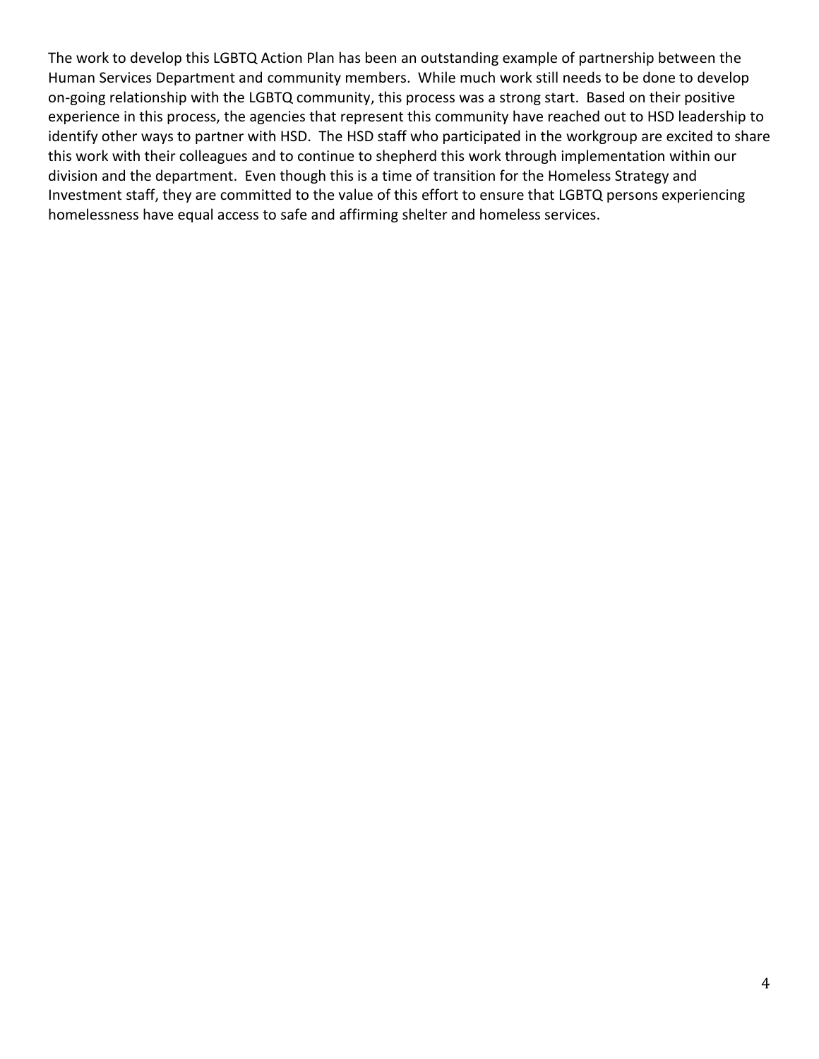The work to develop this LGBTQ Action Plan has been an outstanding example of partnership between the Human Services Department and community members. While much work still needs to be done to develop on-going relationship with the LGBTQ community, this process was a strong start. Based on their positive experience in this process, the agencies that represent this community have reached out to HSD leadership to identify other ways to partner with HSD. The HSD staff who participated in the workgroup are excited to share this work with their colleagues and to continue to shepherd this work through implementation within our division and the department. Even though this is a time of transition for the Homeless Strategy and Investment staff, they are committed to the value of this effort to ensure that LGBTQ persons experiencing homelessness have equal access to safe and affirming shelter and homeless services.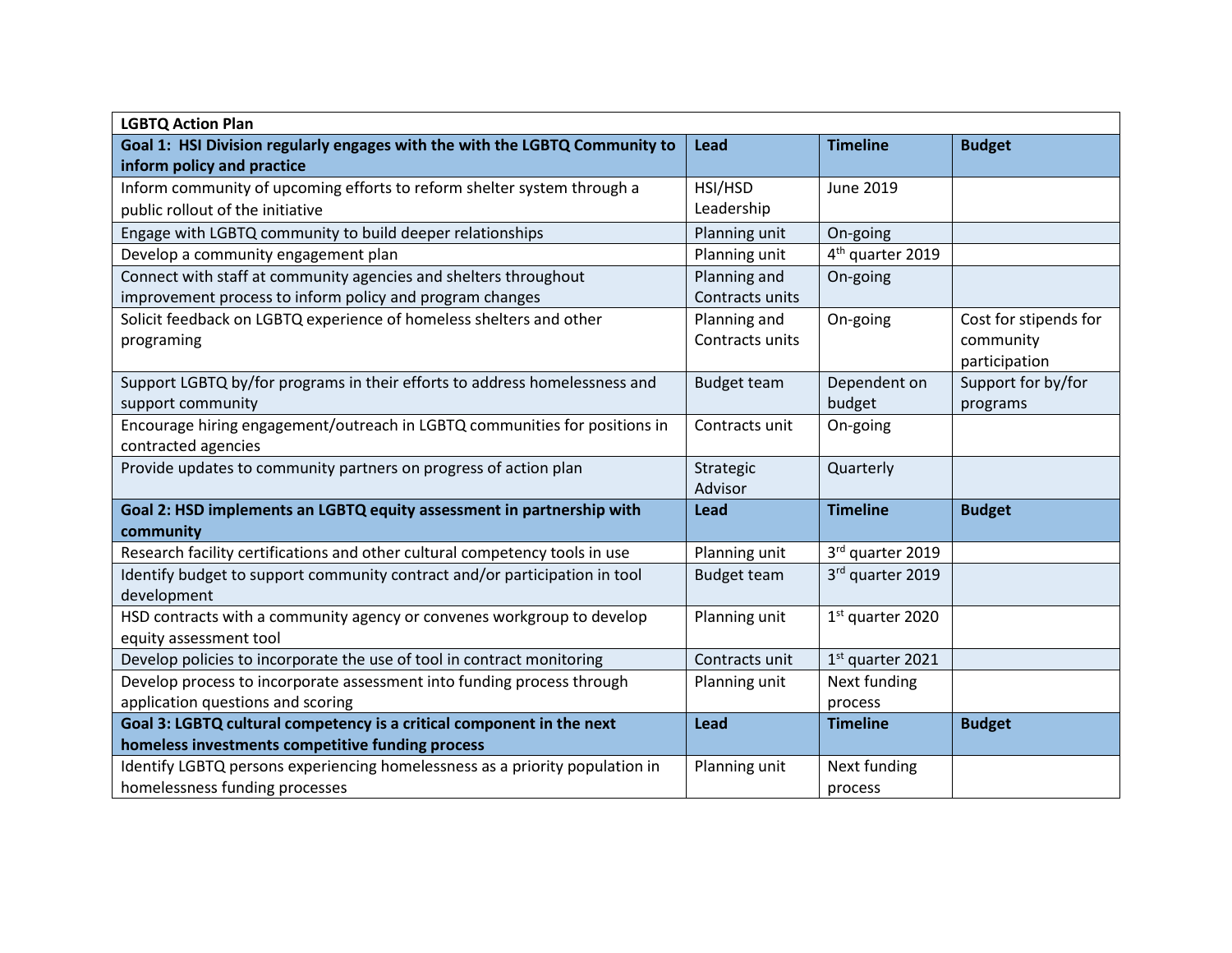| LGBTQ Action Plan | | | |
|---|---|---|---|
| **Goal 1: HSI Division regularly engages with the with the LGBTQ Community to inform policy and practice** | **Lead** | **Timeline** | **Budget** |
| Inform community of upcoming efforts to reform shelter system through a public rollout of the initiative | HSI/HSD Leadership | June 2019 | |
| Engage with LGBTQ community to build deeper relationships | Planning unit | On-going | |
| Develop a community engagement plan | Planning unit | 4th quarter 2019 | |
| Connect with staff at community agencies and shelters throughout improvement process to inform policy and program changes | Planning and Contracts units | On-going | |
| Solicit feedback on LGBTQ experience of homeless shelters and other programing | Planning and Contracts units | On-going | Cost for stipends for community participation |
| Support LGBTQ by/for programs in their efforts to address homelessness and support community | Budget team | Dependent on budget | Support for by/for programs |
| Encourage hiring engagement/outreach in LGBTQ communities for positions in contracted agencies | Contracts unit | On-going | |
| Provide updates to community partners on progress of action plan | Strategic Advisor | Quarterly | |
| **Goal 2: HSD implements an LGBTQ equity assessment in partnership with community** | **Lead** | **Timeline** | **Budget** |
| Research facility certifications and other cultural competency tools in use | Planning unit | 3rd quarter 2019 | |
| Identify budget to support community contract and/or participation in tool development | Budget team | 3rd quarter 2019 | |
| HSD contracts with a community agency or convenes workgroup to develop equity assessment tool | Planning unit | 1st quarter 2020 | |
| Develop policies to incorporate the use of tool in contract monitoring | Contracts unit | 1st quarter 2021 | |
| Develop process to incorporate assessment into funding process through application questions and scoring | Planning unit | Next funding process | |
| **Goal 3: LGBTQ cultural competency is a critical component in the next homeless investments competitive funding process** | **Lead** | **Timeline** | **Budget** |
| Identify LGBTQ persons experiencing homelessness as a priority population in homelessness funding processes | Planning unit | Next funding process | |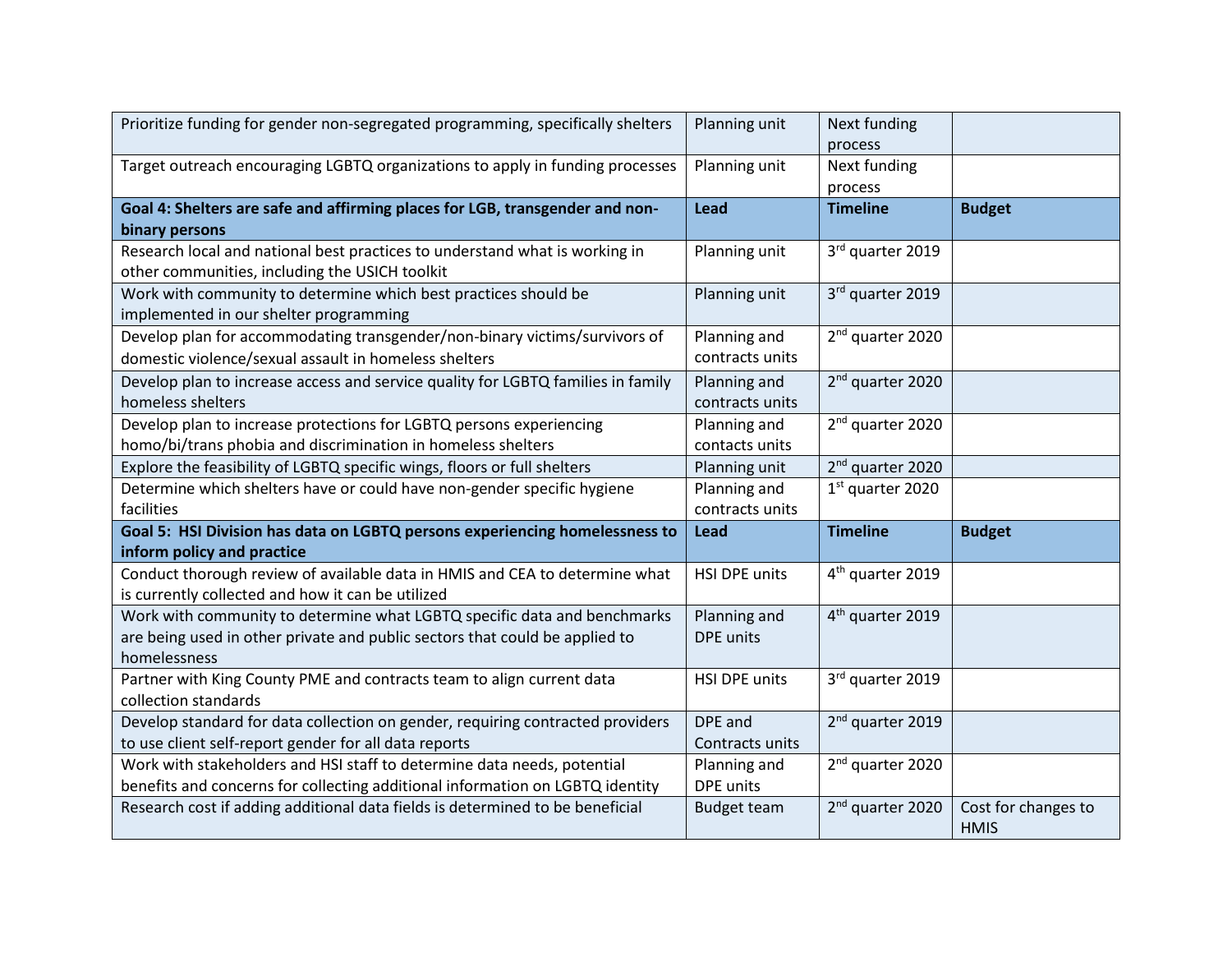| | | | |
|---|---|---|---|
| Prioritize funding for gender non-segregated programming, specifically shelters | Planning unit | Next funding process | |
| Target outreach encouraging LGBTQ organizations to apply in funding processes | Planning unit | Next funding process | |
| **Goal 4: Shelters are safe and affirming places for LGB, transgender and non-binary persons** | **Lead** | **Timeline** | **Budget** |
| Research local and national best practices to understand what is working in other communities, including the USICH toolkit | Planning unit | 3rd quarter 2019 | |
| Work with community to determine which best practices should be implemented in our shelter programming | Planning unit | 3rd quarter 2019 | |
| Develop plan for accommodating transgender/non-binary victims/survivors of domestic violence/sexual assault in homeless shelters | Planning and contracts units | 2nd quarter 2020 | |
| Develop plan to increase access and service quality for LGBTQ families in family homeless shelters | Planning and contracts units | 2nd quarter 2020 | |
| Develop plan to increase protections for LGBTQ persons experiencing homo/bi/trans phobia and discrimination in homeless shelters | Planning and contacts units | 2nd quarter 2020 | |
| Explore the feasibility of LGBTQ specific wings, floors or full shelters | Planning unit | 2nd quarter 2020 | |
| Determine which shelters have or could have non-gender specific hygiene facilities | Planning and contracts units | 1st quarter 2020 | |
| **Goal 5: HSI Division has data on LGBTQ persons experiencing homelessness to inform policy and practice** | **Lead** | **Timeline** | **Budget** |
| Conduct thorough review of available data in HMIS and CEA to determine what is currently collected and how it can be utilized | HSI DPE units | 4th quarter 2019 | |
| Work with community to determine what LGBTQ specific data and benchmarks are being used in other private and public sectors that could be applied to homelessness | Planning and DPE units | 4th quarter 2019 | |
| Partner with King County PME and contracts team to align current data collection standards | HSI DPE units | 3rd quarter 2019 | |
| Develop standard for data collection on gender, requiring contracted providers to use client self-report gender for all data reports | DPE and Contracts units | 2nd quarter 2019 | |
| Work with stakeholders and HSI staff to determine data needs, potential benefits and concerns for collecting additional information on LGBTQ identity | Planning and DPE units | 2nd quarter 2020 | |
| Research cost if adding additional data fields is determined to be beneficial | Budget team | 2nd quarter 2020 | Cost for changes to HMIS |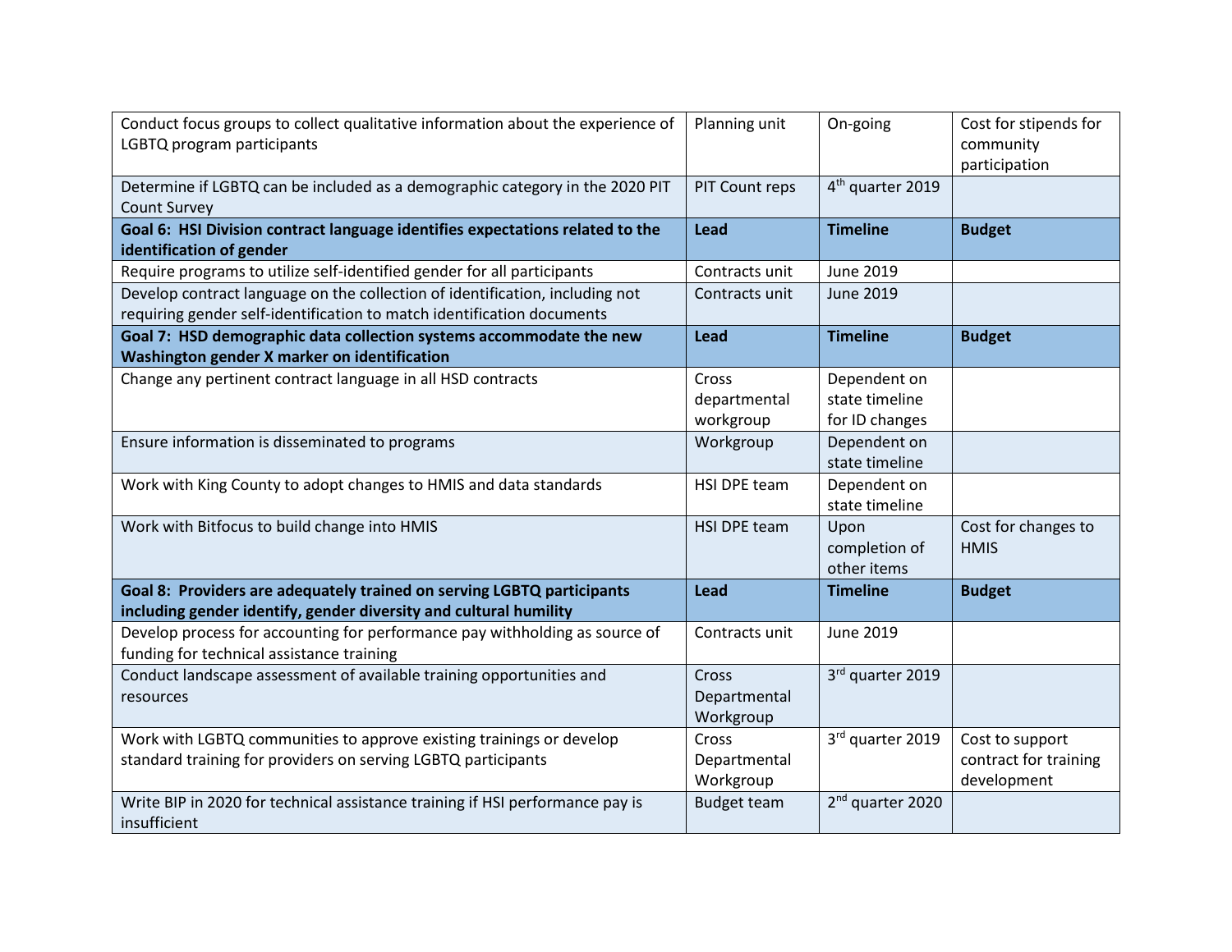| | | | |
|---|---|---|---|
| Conduct focus groups to collect qualitative information about the experience of LGBTQ program participants | Planning unit | On-going | Cost for stipends for community participation |
| Determine if LGBTQ can be included as a demographic category in the 2020 PIT Count Survey | PIT Count reps | 4th quarter 2019 | |
| **Goal 6: HSI Division contract language identifies expectations related to the identification of gender** | **Lead** | **Timeline** | **Budget** |
| Require programs to utilize self-identified gender for all participants | Contracts unit | June 2019 | |
| Develop contract language on the collection of identification, including not requiring gender self-identification to match identification documents | Contracts unit | June 2019 | |
| **Goal 7: HSD demographic data collection systems accommodate the new Washington gender X marker on identification** | **Lead** | **Timeline** | **Budget** |
| Change any pertinent contract language in all HSD contracts | Cross departmental workgroup | Dependent on state timeline for ID changes | |
| Ensure information is disseminated to programs | Workgroup | Dependent on state timeline | |
| Work with King County to adopt changes to HMIS and data standards | HSI DPE team | Dependent on state timeline | |
| Work with Bitfocus to build change into HMIS | HSI DPE team | Upon completion of other items | Cost for changes to HMIS |
| **Goal 8: Providers are adequately trained on serving LGBTQ participants including gender identify, gender diversity and cultural humility** | **Lead** | **Timeline** | **Budget** |
| Develop process for accounting for performance pay withholding as source of funding for technical assistance training | Contracts unit | June 2019 | |
| Conduct landscape assessment of available training opportunities and resources | Cross Departmental Workgroup | 3rd quarter 2019 | |
| Work with LGBTQ communities to approve existing trainings or develop standard training for providers on serving LGBTQ participants | Cross Departmental Workgroup | 3rd quarter 2019 | Cost to support contract for training development |
| Write BIP in 2020 for technical assistance training if HSI performance pay is insufficient | Budget team | 2nd quarter 2020 | |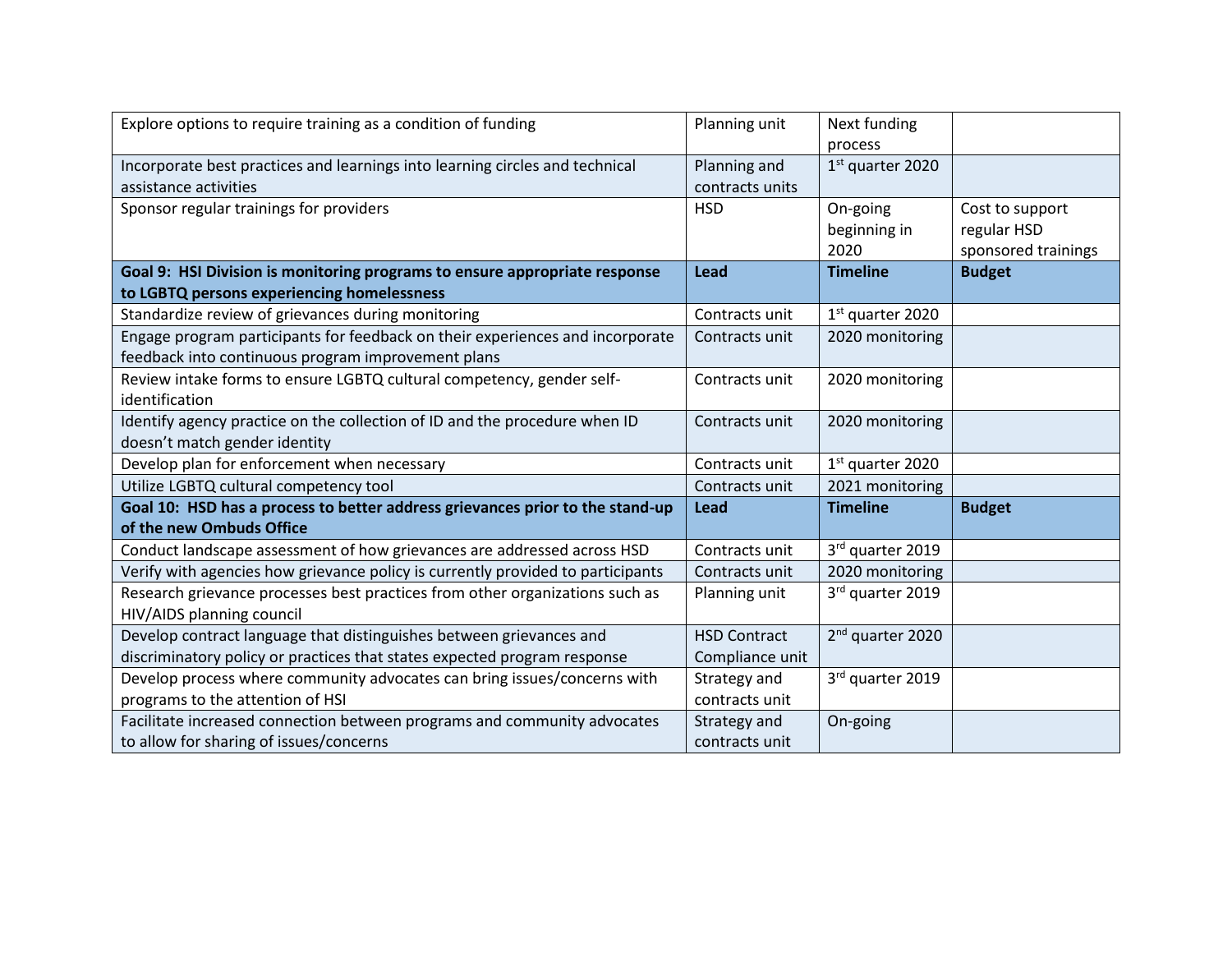| | | | |
|---|---|---|---|
| Explore options to require training as a condition of funding | Planning unit | Next funding process | |
| Incorporate best practices and learnings into learning circles and technical assistance activities | Planning and contracts units | 1st quarter 2020 | |
| Sponsor regular trainings for providers | HSD | On-going beginning in 2020 | Cost to support regular HSD sponsored trainings |
| **Goal 9: HSI Division is monitoring programs to ensure appropriate response to LGBTQ persons experiencing homelessness** | **Lead** | **Timeline** | **Budget** |
| Standardize review of grievances during monitoring | Contracts unit | 1st quarter 2020 | |
| Engage program participants for feedback on their experiences and incorporate feedback into continuous program improvement plans | Contracts unit | 2020 monitoring | |
| Review intake forms to ensure LGBTQ cultural competency, gender self-identification | Contracts unit | 2020 monitoring | |
| Identify agency practice on the collection of ID and the procedure when ID doesn't match gender identity | Contracts unit | 2020 monitoring | |
| Develop plan for enforcement when necessary | Contracts unit | 1st quarter 2020 | |
| Utilize LGBTQ cultural competency tool | Contracts unit | 2021 monitoring | |
| **Goal 10: HSD has a process to better address grievances prior to the stand-up of the new Ombuds Office** | **Lead** | **Timeline** | **Budget** |
| Conduct landscape assessment of how grievances are addressed across HSD | Contracts unit | 3rd quarter 2019 | |
| Verify with agencies how grievance policy is currently provided to participants | Contracts unit | 2020 monitoring | |
| Research grievance processes best practices from other organizations such as HIV/AIDS planning council | Planning unit | 3rd quarter 2019 | |
| Develop contract language that distinguishes between grievances and discriminatory policy or practices that states expected program response | HSD Contract Compliance unit | 2nd quarter 2020 | |
| Develop process where community advocates can bring issues/concerns with programs to the attention of HSI | Strategy and contracts unit | 3rd quarter 2019 | |
| Facilitate increased connection between programs and community advocates to allow for sharing of issues/concerns | Strategy and contracts unit | On-going | |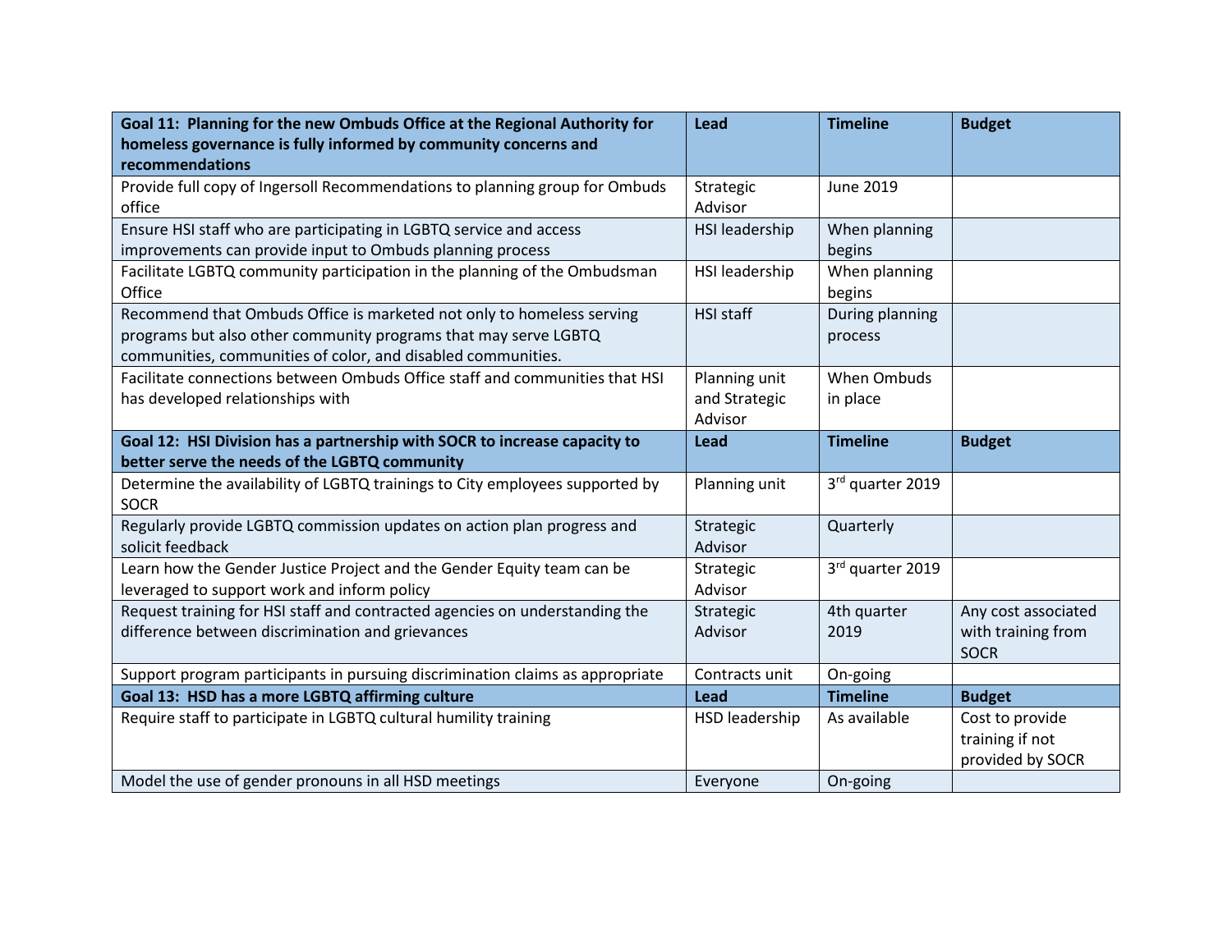| **Goal 11: Planning for the new Ombuds Office at the Regional Authority for homeless governance is fully informed by community concerns and recommendations** | **Lead** | **Timeline** | **Budget** |
|---|---|---|---|
| Provide full copy of Ingersoll Recommendations to planning group for Ombuds office | Strategic Advisor | June 2019 | |
| Ensure HSI staff who are participating in LGBTQ service and access improvements can provide input to Ombuds planning process | HSI leadership | When planning begins | |
| Facilitate LGBTQ community participation in the planning of the Ombudsman Office | HSI leadership | When planning begins | |
| Recommend that Ombuds Office is marketed not only to homeless serving programs but also other community programs that may serve LGBTQ communities, communities of color, and disabled communities. | HSI staff | During planning process | |
| Facilitate connections between Ombuds Office staff and communities that HSI has developed relationships with | Planning unit and Strategic Advisor | When Ombuds in place | |
| **Goal 12: HSI Division has a partnership with SOCR to increase capacity to better serve the needs of the LGBTQ community** | **Lead** | **Timeline** | **Budget** |
| Determine the availability of LGBTQ trainings to City employees supported by SOCR | Planning unit | 3rd quarter 2019 | |
| Regularly provide LGBTQ commission updates on action plan progress and solicit feedback | Strategic Advisor | Quarterly | |
| Learn how the Gender Justice Project and the Gender Equity team can be leveraged to support work and inform policy | Strategic Advisor | 3rd quarter 2019 | |
| Request training for HSI staff and contracted agencies on understanding the difference between discrimination and grievances | Strategic Advisor | 4th quarter 2019 | Any cost associated with training from SOCR |
| Support program participants in pursuing discrimination claims as appropriate | Contracts unit | On-going | |
| **Goal 13: HSD has a more LGBTQ affirming culture** | **Lead** | **Timeline** | **Budget** |
| Require staff to participate in LGBTQ cultural humility training | HSD leadership | As available | Cost to provide training if not provided by SOCR |
| Model the use of gender pronouns in all HSD meetings | Everyone | On-going | |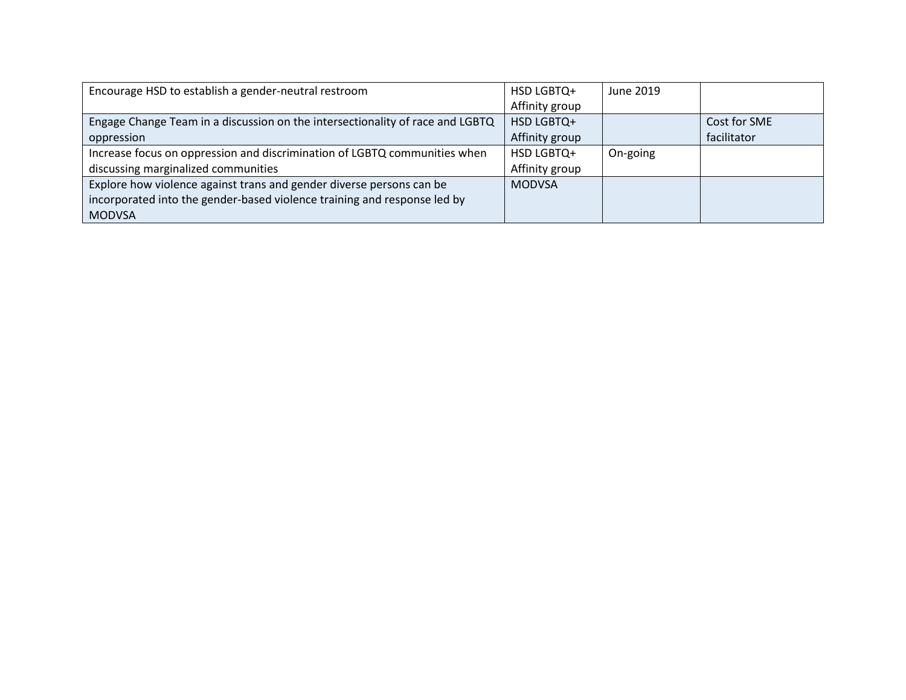| | | | |
|---|---|---|---|
| Encourage HSD to establish a gender-neutral restroom | HSD LGBTQ+ Affinity group | June 2019 | |
| Engage Change Team in a discussion on the intersectionality of race and LGBTQ oppression | HSD LGBTQ+ Affinity group | | Cost for SME facilitator |
| Increase focus on oppression and discrimination of LGBTQ communities when discussing marginalized communities | HSD LGBTQ+ Affinity group | On-going | |
| Explore how violence against trans and gender diverse persons can be incorporated into the gender-based violence training and response led by MODVSA | MODVSA | | |